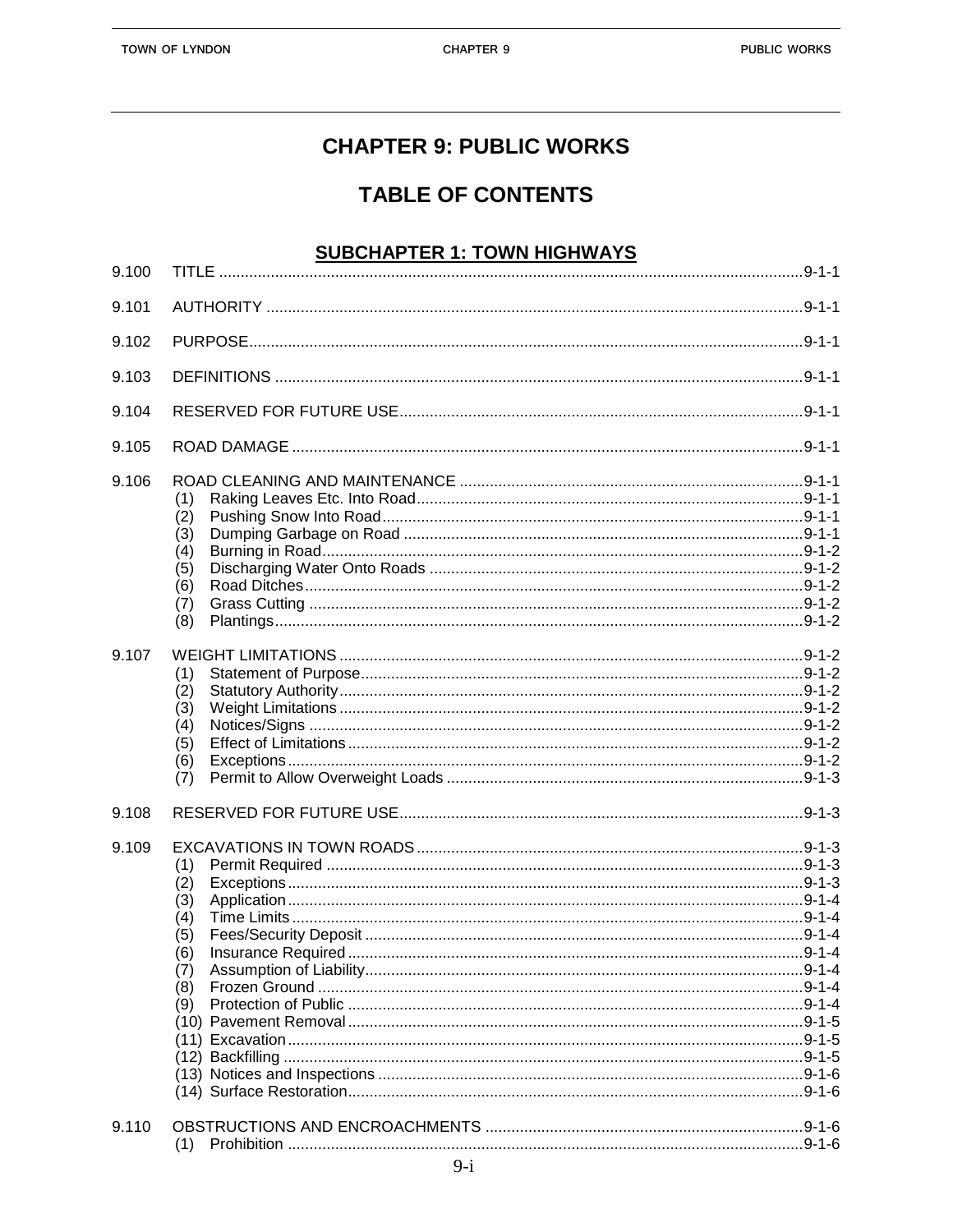# CHAPTER 9: PUBLIC WORKS

## TABLE OF CONTENTS

### SUBCHAPTER 1: TOWN HIGHWAYS

| | | |
|---|---|---|
| 9.100 | TITLE | 9-1-1 |
| 9.101 | AUTHORITY | 9-1-1 |
| 9.102 | PURPOSE | 9-1-1 |
| 9.103 | DEFINITIONS | 9-1-1 |
| 9.104 | RESERVED FOR FUTURE USE | 9-1-1 |
| 9.105 | ROAD DAMAGE | 9-1-1 |
| 9.106 | ROAD CLEANING AND MAINTENANCE | 9-1-1 |
| | (1) Raking Leaves Etc. Into Road | 9-1-1 |
| | (2) Pushing Snow Into Road | 9-1-1 |
| | (3) Dumping Garbage on Road | 9-1-1 |
| | (4) Burning in Road | 9-1-2 |
| | (5) Discharging Water Onto Roads | 9-1-2 |
| | (6) Road Ditches | 9-1-2 |
| | (7) Grass Cutting | 9-1-2 |
| | (8) Plantings | 9-1-2 |
| 9.107 | WEIGHT LIMITATIONS | 9-1-2 |
| | (1) Statement of Purpose | 9-1-2 |
| | (2) Statutory Authority | 9-1-2 |
| | (3) Weight Limitations | 9-1-2 |
| | (4) Notices/Signs | 9-1-2 |
| | (5) Effect of Limitations | 9-1-2 |
| | (6) Exceptions | 9-1-2 |
| | (7) Permit to Allow Overweight Loads | 9-1-3 |
| 9.108 | RESERVED FOR FUTURE USE | 9-1-3 |
| 9.109 | EXCAVATIONS IN TOWN ROADS | 9-1-3 |
| | (1) Permit Required | 9-1-3 |
| | (2) Exceptions | 9-1-3 |
| | (3) Application | 9-1-4 |
| | (4) Time Limits | 9-1-4 |
| | (5) Fees/Security Deposit | 9-1-4 |
| | (6) Insurance Required | 9-1-4 |
| | (7) Assumption of Liability | 9-1-4 |
| | (8) Frozen Ground | 9-1-4 |
| | (9) Protection of Public | 9-1-4 |
| | (10) Pavement Removal | 9-1-5 |
| | (11) Excavation | 9-1-5 |
| | (12) Backfilling | 9-1-5 |
| | (13) Notices and Inspections | 9-1-6 |
| | (14) Surface Restoration | 9-1-6 |
| 9.110 | OBSTRUCTIONS AND ENCROACHMENTS | 9-1-6 |
| | (1) Prohibition | 9-1-6 |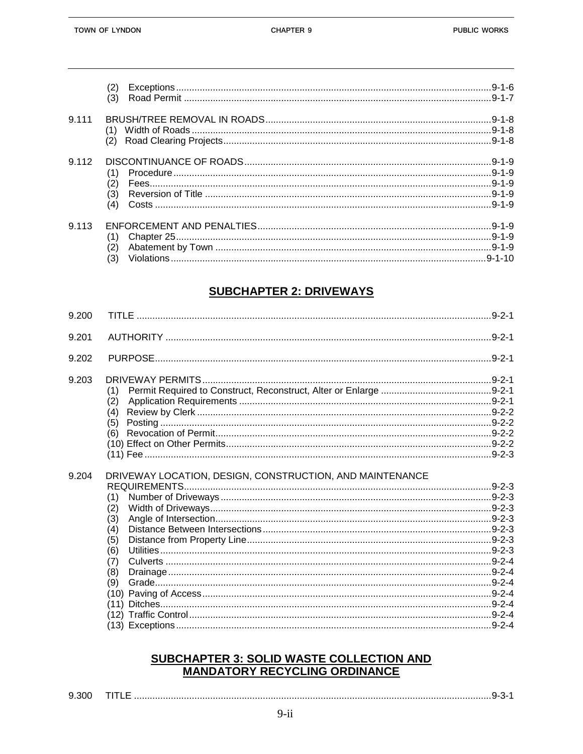| | | |
|---|---|---|
| | (2) Exceptions | 9-1-6 |
| | (3) Road Permit | 9-1-7 |
| 9.111 | BRUSH/TREE REMOVAL IN ROADS | 9-1-8 |
| | (1) Width of Roads | 9-1-8 |
| | (2) Road Clearing Projects | 9-1-8 |
| 9.112 | DISCONTINUANCE OF ROADS | 9-1-9 |
| | (1) Procedure | 9-1-9 |
| | (2) Fees | 9-1-9 |
| | (3) Reversion of Title | 9-1-9 |
| | (4) Costs | 9-1-9 |
| 9.113 | ENFORCEMENT AND PENALTIES | 9-1-9 |
| | (1) Chapter 25 | 9-1-9 |
| | (2) Abatement by Town | 9-1-9 |
| | (3) Violations | 9-1-10 |

## SUBCHAPTER 2: DRIVEWAYS

| | | |
|---|---|---|
| 9.200 | TITLE | 9-2-1 |
| 9.201 | AUTHORITY | 9-2-1 |
| 9.202 | PURPOSE | 9-2-1 |
| 9.203 | DRIVEWAY PERMITS | 9-2-1 |
| | (1) Permit Required to Construct, Reconstruct, Alter or Enlarge | 9-2-1 |
| | (2) Application Requirements | 9-2-1 |
| | (4) Review by Clerk | 9-2-2 |
| | (5) Posting | 9-2-2 |
| | (6) Revocation of Permit | 9-2-2 |
| | (10) Effect on Other Permits | 9-2-2 |
| | (11) Fee | 9-2-3 |
| 9.204 | DRIVEWAY LOCATION, DESIGN, CONSTRUCTION, AND MAINTENANCE REQUIREMENTS | 9-2-3 |
| | (1) Number of Driveways | 9-2-3 |
| | (2) Width of Driveways | 9-2-3 |
| | (3) Angle of Intersection | 9-2-3 |
| | (4) Distance Between Intersections | 9-2-3 |
| | (5) Distance from Property Line | 9-2-3 |
| | (6) Utilities | 9-2-3 |
| | (7) Culverts | 9-2-4 |
| | (8) Drainage | 9-2-4 |
| | (9) Grade | 9-2-4 |
| | (10) Paving of Access | 9-2-4 |
| | (11) Ditches | 9-2-4 |
| | (12) Traffic Control | 9-2-4 |
| | (13) Exceptions | 9-2-4 |

## SUBCHAPTER 3: SOLID WASTE COLLECTION AND MANDATORY RECYCLING ORDINANCE

| | | |
|---|---|---|
| 9.300 | TITLE | 9-3-1 |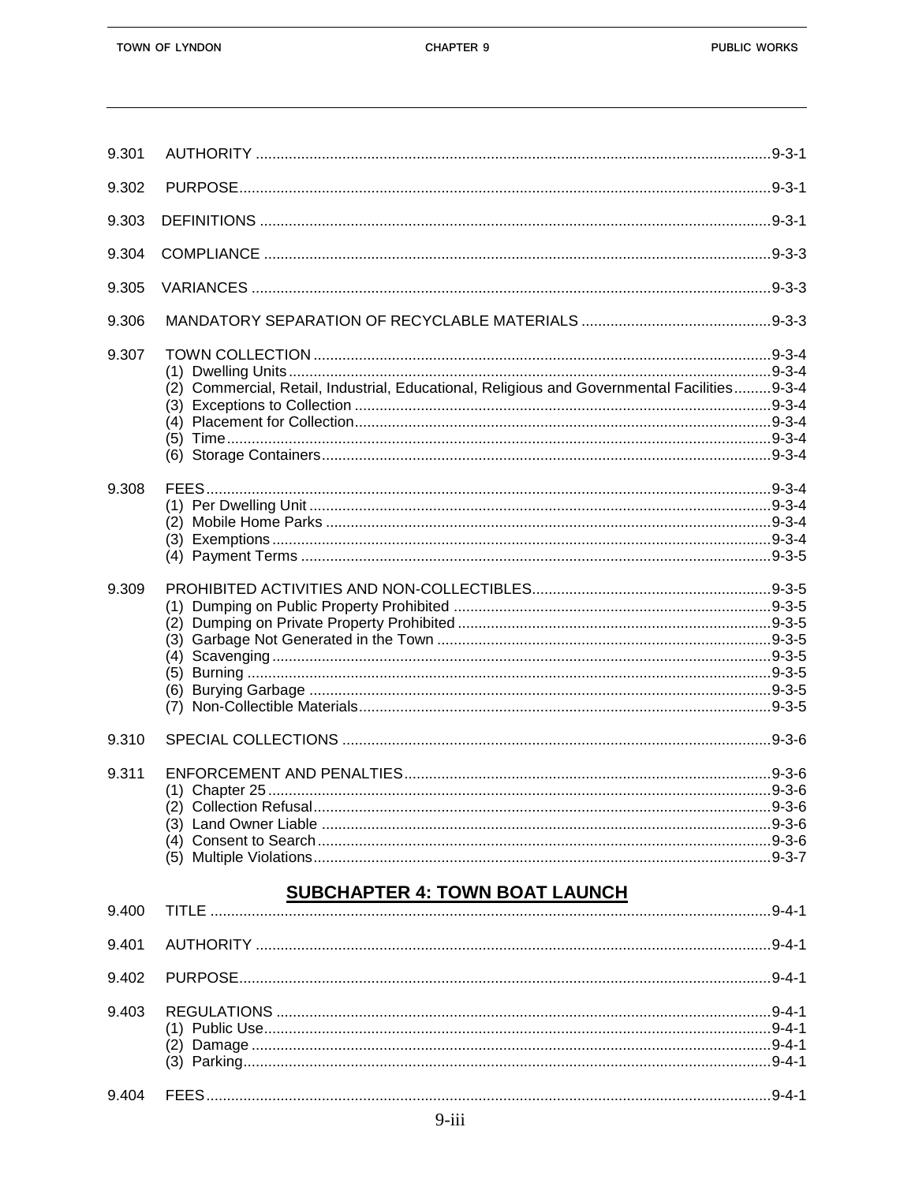| | | |
|---|---|---|
| 9.301 | AUTHORITY | 9-3-1 |
| 9.302 | PURPOSE | 9-3-1 |
| 9.303 | DEFINITIONS | 9-3-1 |
| 9.304 | COMPLIANCE | 9-3-3 |
| 9.305 | VARIANCES | 9-3-3 |
| 9.306 | MANDATORY SEPARATION OF RECYCLABLE MATERIALS | 9-3-3 |
| 9.307 | TOWN COLLECTION | 9-3-4 |
| | (1) Dwelling Units | 9-3-4 |
| | (2) Commercial, Retail, Industrial, Educational, Religious and Governmental Facilities | 9-3-4 |
| | (3) Exceptions to Collection | 9-3-4 |
| | (4) Placement for Collection | 9-3-4 |
| | (5) Time | 9-3-4 |
| | (6) Storage Containers | 9-3-4 |
| 9.308 | FEES | 9-3-4 |
| | (1) Per Dwelling Unit | 9-3-4 |
| | (2) Mobile Home Parks | 9-3-4 |
| | (3) Exemptions | 9-3-4 |
| | (4) Payment Terms | 9-3-5 |
| 9.309 | PROHIBITED ACTIVITIES AND NON-COLLECTIBLES | 9-3-5 |
| | (1) Dumping on Public Property Prohibited | 9-3-5 |
| | (2) Dumping on Private Property Prohibited | 9-3-5 |
| | (3) Garbage Not Generated in the Town | 9-3-5 |
| | (4) Scavenging | 9-3-5 |
| | (5) Burning | 9-3-5 |
| | (6) Burying Garbage | 9-3-5 |
| | (7) Non-Collectible Materials | 9-3-5 |
| 9.310 | SPECIAL COLLECTIONS | 9-3-6 |
| 9.311 | ENFORCEMENT AND PENALTIES | 9-3-6 |
| | (1) Chapter 25 | 9-3-6 |
| | (2) Collection Refusal | 9-3-6 |
| | (3) Land Owner Liable | 9-3-6 |
| | (4) Consent to Search | 9-3-6 |
| | (5) Multiple Violations | 9-3-7 |

## SUBCHAPTER 4: TOWN BOAT LAUNCH

| | | |
|---|---|---|
| 9.400 | TITLE | 9-4-1 |
| 9.401 | AUTHORITY | 9-4-1 |
| 9.402 | PURPOSE | 9-4-1 |
| 9.403 | REGULATIONS | 9-4-1 |
| | (1) Public Use | 9-4-1 |
| | (2) Damage | 9-4-1 |
| | (3) Parking | 9-4-1 |
| 9.404 | FEES | 9-4-1 |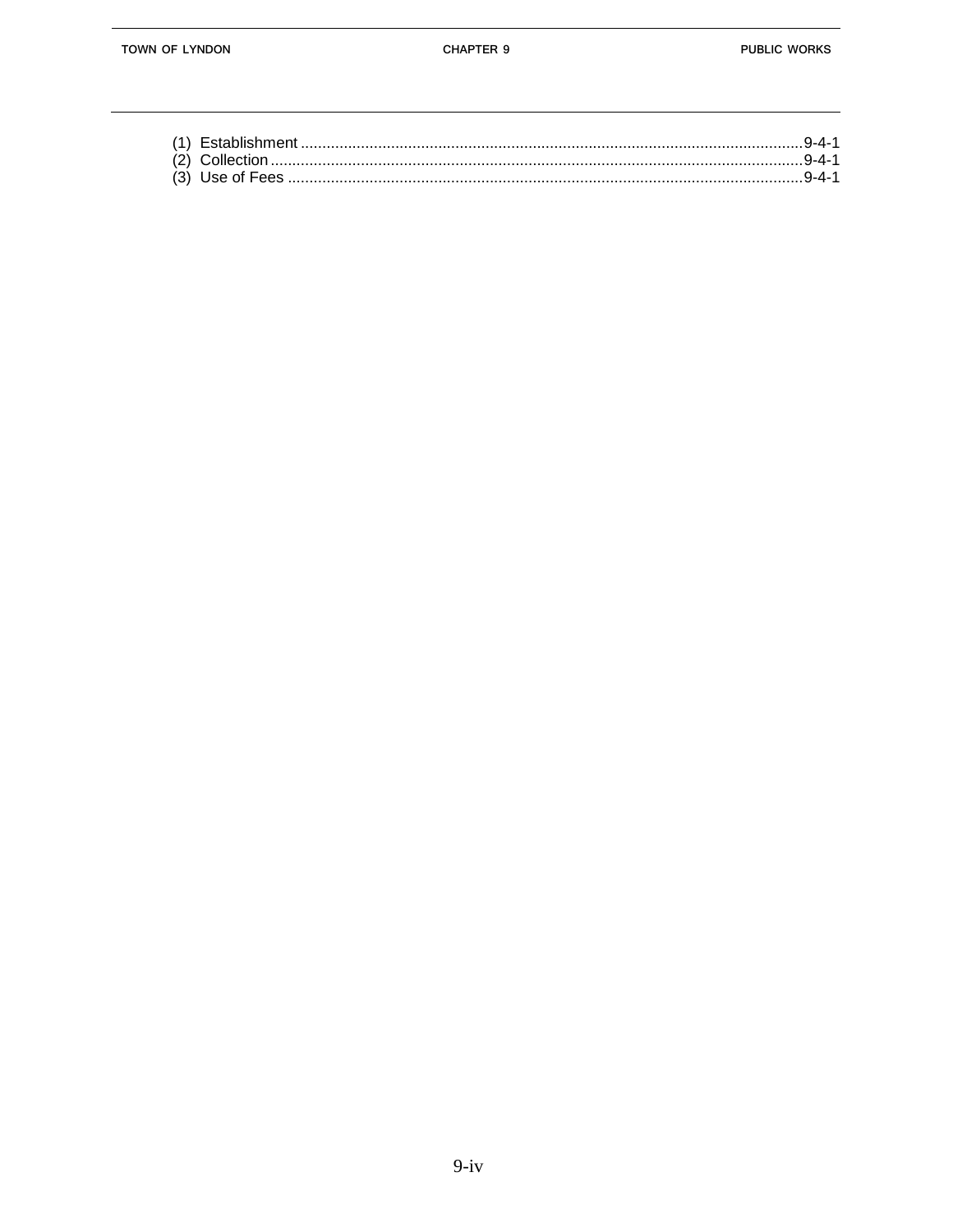(1) Establishment ....................................................................................................................9-4-1
(2) Collection...........................................................................................................................9-4-1
(3) Use of Fees ........................................................................................................................9-4-1